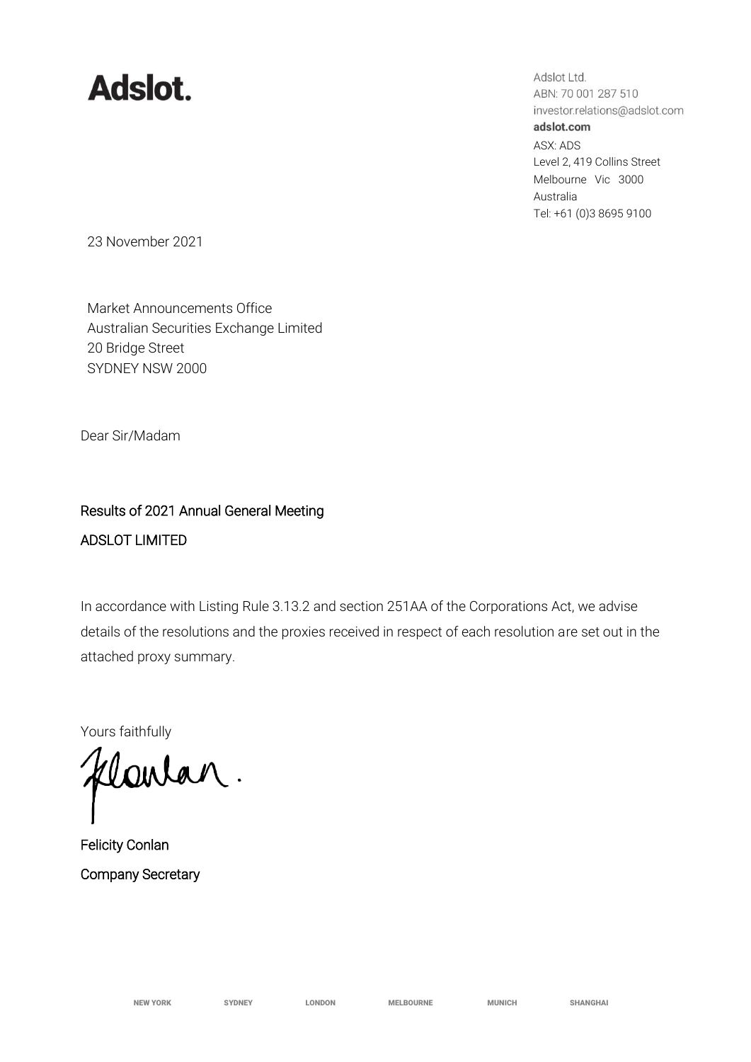# Adslot.

Adslot Ltd.
ABN: 70 001 287 510
investor.relations@adslot.com
**adslot.com**
ASX: ADS
Level 2, 419 Collins Street
Melbourne Vic 3000
Australia
Tel: +61 (0)3 8695 9100

23 November 2021

Market Announcements Office
Australian Securities Exchange Limited
20 Bridge Street
SYDNEY NSW 2000

Dear Sir/Madam

Results of 2021 Annual General Meeting

ADSLOT LIMITED

In accordance with Listing Rule 3.13.2 and section 251AA of the Corporations Act, we advise details of the resolutions and the proxies received in respect of each resolution are set out in the attached proxy summary.

Yours faithfully

Felicity Conlan
Company Secretary

NEW YORK SYDNEY LONDON MELBOURNE MUNICH SHANGHAI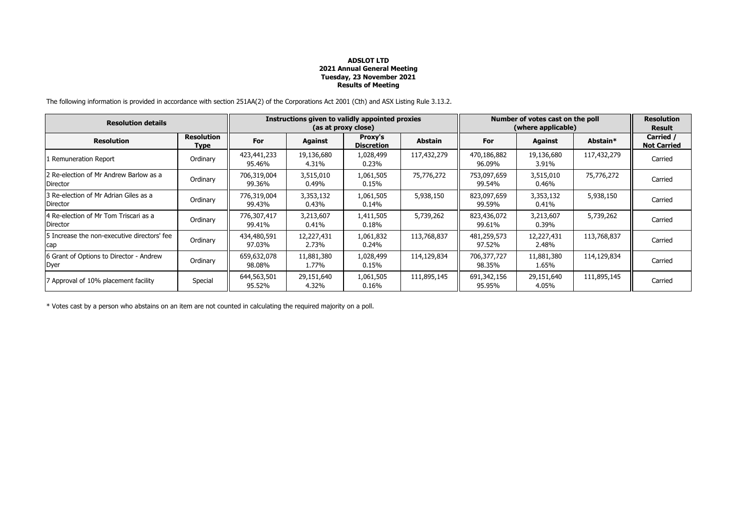**ADSLOT LTD**
**2021 Annual General Meeting**
**Tuesday, 23 November 2021**
**Results of Meeting**

The following information is provided in accordance with section 251AA(2) of the Corporations Act 2001 (Cth) and ASX Listing Rule 3.13.2.

| Resolution details | | Instructions given to validly appointed proxies (as at proxy close) | | | | Number of votes cast on the poll (where applicable) | | | Resolution Result |
|---|---|---|---|---|---|---|---|---|---|
| **Resolution** | **Resolution Type** | **For** | **Against** | **Proxy's Discretion** | **Abstain** | **For** | **Against** | **Abstain*** | **Carried / Not Carried** |
| 1 Remuneration Report | Ordinary | 423,441,233 95.46% | 19,136,680 4.31% | 1,028,499 0.23% | 117,432,279 | 470,186,882 96.09% | 19,136,680 3.91% | 117,432,279 | Carried |
| 2 Re-election of Mr Andrew Barlow as a Director | Ordinary | 706,319,004 99.36% | 3,515,010 0.49% | 1,061,505 0.15% | 75,776,272 | 753,097,659 99.54% | 3,515,010 0.46% | 75,776,272 | Carried |
| 3 Re-election of Mr Adrian Giles as a Director | Ordinary | 776,319,004 99.43% | 3,353,132 0.43% | 1,061,505 0.14% | 5,938,150 | 823,097,659 99.59% | 3,353,132 0.41% | 5,938,150 | Carried |
| 4 Re-election of Mr Tom Triscari as a Director | Ordinary | 776,307,417 99.41% | 3,213,607 0.41% | 1,411,505 0.18% | 5,739,262 | 823,436,072 99.61% | 3,213,607 0.39% | 5,739,262 | Carried |
| 5 Increase the non-executive directors' fee cap | Ordinary | 434,480,591 97.03% | 12,227,431 2.73% | 1,061,832 0.24% | 113,768,837 | 481,259,573 97.52% | 12,227,431 2.48% | 113,768,837 | Carried |
| 6 Grant of Options to Director - Andrew Dyer | Ordinary | 659,632,078 98.08% | 11,881,380 1.77% | 1,028,499 0.15% | 114,129,834 | 706,377,727 98.35% | 11,881,380 1.65% | 114,129,834 | Carried |
| 7 Approval of 10% placement facility | Special | 644,563,501 95.52% | 29,151,640 4.32% | 1,061,505 0.16% | 111,895,145 | 691,342,156 95.95% | 29,151,640 4.05% | 111,895,145 | Carried |

* Votes cast by a person who abstains on an item are not counted in calculating the required majority on a poll.